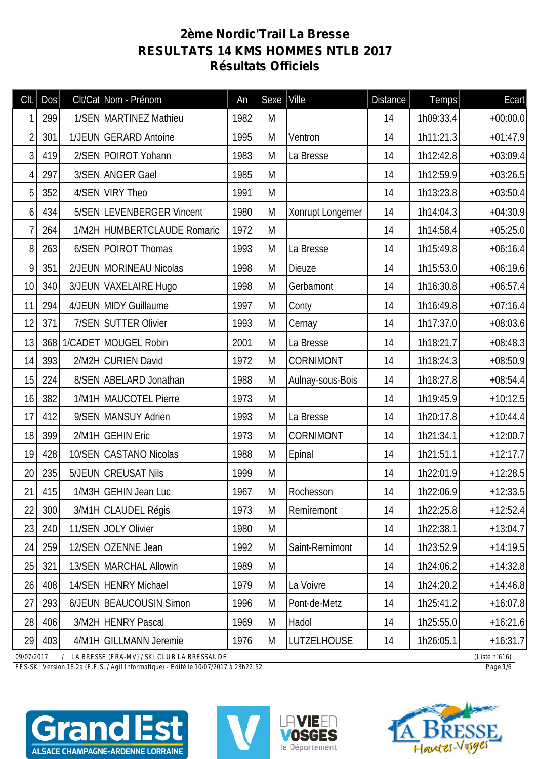# 2ème Nordic'Trail La Bresse
# RESULTATS 14 KMS HOMMES NTLB 2017
# Résultats Officiels

| Clt. | Dos | Clt/Cat | Nom - Prénom | An | Sexe | Ville | Distance | Temps | Ecart |
|---|---|---|---|---|---|---|---|---|---|
| 1 | 299 | 1/SEN | MARTINEZ Mathieu | 1982 | M | | 14 | 1h09:33.4 | +00:00.0 |
| 2 | 301 | 1/JEUN | GERARD Antoine | 1995 | M | Ventron | 14 | 1h11:21.3 | +01:47.9 |
| 3 | 419 | 2/SEN | POIROT Yohann | 1983 | M | La Bresse | 14 | 1h12:42.8 | +03:09.4 |
| 4 | 297 | 3/SEN | ANGER Gael | 1985 | M | | 14 | 1h12:59.9 | +03:26.5 |
| 5 | 352 | 4/SEN | VIRY Theo | 1991 | M | | 14 | 1h13:23.8 | +03:50.4 |
| 6 | 434 | 5/SEN | LEVENBERGER Vincent | 1980 | M | Xonrupt Longemer | 14 | 1h14:04.3 | +04:30.9 |
| 7 | 264 | 1/M2H | HUMBERTCLAUDE Romaric | 1972 | M | | 14 | 1h14:58.4 | +05:25.0 |
| 8 | 263 | 6/SEN | POIROT Thomas | 1993 | M | La Bresse | 14 | 1h15:49.8 | +06:16.4 |
| 9 | 351 | 2/JEUN | MORINEAU Nicolas | 1998 | M | Dieuze | 14 | 1h15:53.0 | +06:19.6 |
| 10 | 340 | 3/JEUN | VAXELAIRE Hugo | 1998 | M | Gerbamont | 14 | 1h16:30.8 | +06:57.4 |
| 11 | 294 | 4/JEUN | MIDY Guillaume | 1997 | M | Conty | 14 | 1h16:49.8 | +07:16.4 |
| 12 | 371 | 7/SEN | SUTTER Olivier | 1993 | M | Cernay | 14 | 1h17:37.0 | +08:03.6 |
| 13 | 368 | 1/CADET | MOUGEL Robin | 2001 | M | La Bresse | 14 | 1h18:21.7 | +08:48.3 |
| 14 | 393 | 2/M2H | CURIEN David | 1972 | M | CORNIMONT | 14 | 1h18:24.3 | +08:50.9 |
| 15 | 224 | 8/SEN | ABELARD Jonathan | 1988 | M | Aulnay-sous-Bois | 14 | 1h18:27.8 | +08:54.4 |
| 16 | 382 | 1/M1H | MAUCOTEL Pierre | 1973 | M | | 14 | 1h19:45.9 | +10:12.5 |
| 17 | 412 | 9/SEN | MANSUY Adrien | 1993 | M | La Bresse | 14 | 1h20:17.8 | +10:44.4 |
| 18 | 399 | 2/M1H | GEHIN Eric | 1973 | M | CORNIMONT | 14 | 1h21:34.1 | +12:00.7 |
| 19 | 428 | 10/SEN | CASTANO Nicolas | 1988 | M | Epinal | 14 | 1h21:51.1 | +12:17.7 |
| 20 | 235 | 5/JEUN | CREUSAT Nils | 1999 | M | | 14 | 1h22:01.9 | +12:28.5 |
| 21 | 415 | 1/M3H | GEHIN Jean Luc | 1967 | M | Rochesson | 14 | 1h22:06.9 | +12:33.5 |
| 22 | 300 | 3/M1H | CLAUDEL Régis | 1973 | M | Remiremont | 14 | 1h22:25.8 | +12:52.4 |
| 23 | 240 | 11/SEN | JOLY Olivier | 1980 | M | | 14 | 1h22:38.1 | +13:04.7 |
| 24 | 259 | 12/SEN | OZENNE Jean | 1992 | M | Saint-Remimont | 14 | 1h23:52.9 | +14:19.5 |
| 25 | 321 | 13/SEN | MARCHAL Allowin | 1989 | M | | 14 | 1h24:06.2 | +14:32.8 |
| 26 | 408 | 14/SEN | HENRY Michael | 1979 | M | La Voivre | 14 | 1h24:20.2 | +14:46.8 |
| 27 | 293 | 6/JEUN | BEAUCOUSIN Simon | 1996 | M | Pont-de-Metz | 14 | 1h25:41.2 | +16:07.8 |
| 28 | 406 | 3/M2H | HENRY Pascal | 1969 | M | Hadol | 14 | 1h25:55.0 | +16:21.6 |
| 29 | 403 | 4/M1H | GILLMANN Jeremie | 1976 | M | LUTZELHOUSE | 14 | 1h26:05.1 | +16:31.7 |

09/07/2017 / LA BRESSE (FRA-MV) / SKI CLUB LA BRESSAUDE (Liste n°616)
FFS-SKI Version 18.2a (F.F.S. / Agil Informatique) - Edité le 10/07/2017 à 23h22:52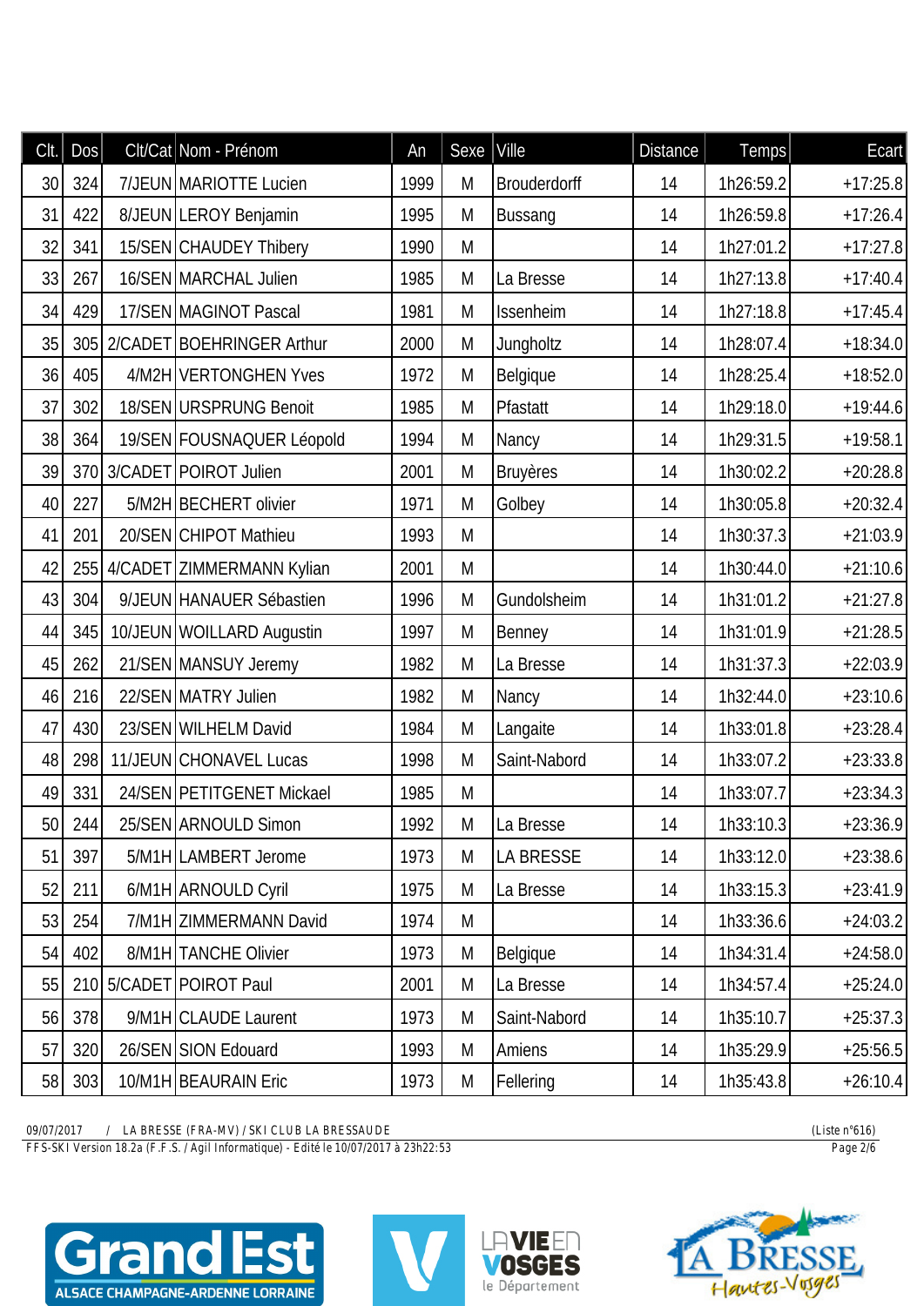| Clt. | Dos | Clt/Cat | Nom - Prénom | An | Sexe | Ville | Distance | Temps | Ecart |
|---|---|---|---|---|---|---|---|---|---|
| 30 | 324 | 7/JEUN | MARIOTTE Lucien | 1999 | M | Brouderdorff | 14 | 1h26:59.2 | +17:25.8 |
| 31 | 422 | 8/JEUN | LEROY Benjamin | 1995 | M | Bussang | 14 | 1h26:59.8 | +17:26.4 |
| 32 | 341 | 15/SEN | CHAUDEY Thibery | 1990 | M | | 14 | 1h27:01.2 | +17:27.8 |
| 33 | 267 | 16/SEN | MARCHAL Julien | 1985 | M | La Bresse | 14 | 1h27:13.8 | +17:40.4 |
| 34 | 429 | 17/SEN | MAGINOT Pascal | 1981 | M | Issenheim | 14 | 1h27:18.8 | +17:45.4 |
| 35 | 305 | 2/CADET | BOEHRINGER Arthur | 2000 | M | Jungholtz | 14 | 1h28:07.4 | +18:34.0 |
| 36 | 405 | 4/M2H | VERTONGHEN Yves | 1972 | M | Belgique | 14 | 1h28:25.4 | +18:52.0 |
| 37 | 302 | 18/SEN | URSPRUNG Benoit | 1985 | M | Pfastatt | 14 | 1h29:18.0 | +19:44.6 |
| 38 | 364 | 19/SEN | FOUSNAQUER Léopold | 1994 | M | Nancy | 14 | 1h29:31.5 | +19:58.1 |
| 39 | 370 | 3/CADET | POIROT Julien | 2001 | M | Bruyères | 14 | 1h30:02.2 | +20:28.8 |
| 40 | 227 | 5/M2H | BECHERT olivier | 1971 | M | Golbey | 14 | 1h30:05.8 | +20:32.4 |
| 41 | 201 | 20/SEN | CHIPOT Mathieu | 1993 | M | | 14 | 1h30:37.3 | +21:03.9 |
| 42 | 255 | 4/CADET | ZIMMERMANN Kylian | 2001 | M | | 14 | 1h30:44.0 | +21:10.6 |
| 43 | 304 | 9/JEUN | HANAUER Sébastien | 1996 | M | Gundolsheim | 14 | 1h31:01.2 | +21:27.8 |
| 44 | 345 | 10/JEUN | WOILLARD Augustin | 1997 | M | Benney | 14 | 1h31:01.9 | +21:28.5 |
| 45 | 262 | 21/SEN | MANSUY Jeremy | 1982 | M | La Bresse | 14 | 1h31:37.3 | +22:03.9 |
| 46 | 216 | 22/SEN | MATRY Julien | 1982 | M | Nancy | 14 | 1h32:44.0 | +23:10.6 |
| 47 | 430 | 23/SEN | WILHELM David | 1984 | M | Langaite | 14 | 1h33:01.8 | +23:28.4 |
| 48 | 298 | 11/JEUN | CHONAVEL Lucas | 1998 | M | Saint-Nabord | 14 | 1h33:07.2 | +23:33.8 |
| 49 | 331 | 24/SEN | PETITGENET Mickael | 1985 | M | | 14 | 1h33:07.7 | +23:34.3 |
| 50 | 244 | 25/SEN | ARNOULD Simon | 1992 | M | La Bresse | 14 | 1h33:10.3 | +23:36.9 |
| 51 | 397 | 5/M1H | LAMBERT Jerome | 1973 | M | LA BRESSE | 14 | 1h33:12.0 | +23:38.6 |
| 52 | 211 | 6/M1H | ARNOULD Cyril | 1975 | M | La Bresse | 14 | 1h33:15.3 | +23:41.9 |
| 53 | 254 | 7/M1H | ZIMMERMANN David | 1974 | M | | 14 | 1h33:36.6 | +24:03.2 |
| 54 | 402 | 8/M1H | TANCHE Olivier | 1973 | M | Belgique | 14 | 1h34:31.4 | +24:58.0 |
| 55 | 210 | 5/CADET | POIROT Paul | 2001 | M | La Bresse | 14 | 1h34:57.4 | +25:24.0 |
| 56 | 378 | 9/M1H | CLAUDE Laurent | 1973 | M | Saint-Nabord | 14 | 1h35:10.7 | +25:37.3 |
| 57 | 320 | 26/SEN | SION Edouard | 1993 | M | Amiens | 14 | 1h35:29.9 | +25:56.5 |
| 58 | 303 | 10/M1H | BEAURAIN Eric | 1973 | M | Fellering | 14 | 1h35:43.8 | +26:10.4 |

09/07/2017 / LA BRESSE (FRA-MV) / SKI CLUB LA BRESSAUDE (Liste n°616)

FFS-SKI Version 18.2a (F.F.S. / Agil Informatique) - Edité le 10/07/2017 à 23h22:53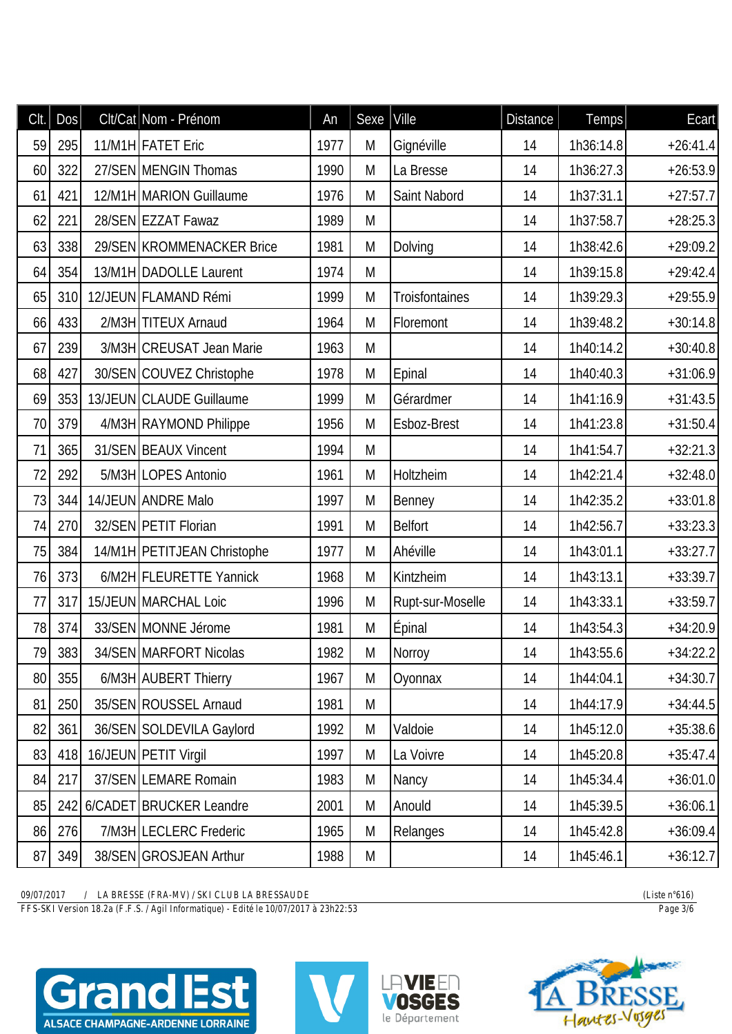| Clt. | Dos | Clt/Cat | Nom - Prénom | An | Sexe | Ville | Distance | Temps | Ecart |
|---|---|---|---|---|---|---|---|---|---|
| 59 | 295 | 11/M1H | FATET Eric | 1977 | M | Gignéville | 14 | 1h36:14.8 | +26:41.4 |
| 60 | 322 | 27/SEN | MENGIN Thomas | 1990 | M | La Bresse | 14 | 1h36:27.3 | +26:53.9 |
| 61 | 421 | 12/M1H | MARION Guillaume | 1976 | M | Saint Nabord | 14 | 1h37:31.1 | +27:57.7 |
| 62 | 221 | 28/SEN | EZZAT Fawaz | 1989 | M | | 14 | 1h37:58.7 | +28:25.3 |
| 63 | 338 | 29/SEN | KROMMENACKER Brice | 1981 | M | Dolving | 14 | 1h38:42.6 | +29:09.2 |
| 64 | 354 | 13/M1H | DADOLLE Laurent | 1974 | M | | 14 | 1h39:15.8 | +29:42.4 |
| 65 | 310 | 12/JEUN | FLAMAND Rémi | 1999 | M | Troisfontaines | 14 | 1h39:29.3 | +29:55.9 |
| 66 | 433 | 2/M3H | TITEUX Arnaud | 1964 | M | Floremont | 14 | 1h39:48.2 | +30:14.8 |
| 67 | 239 | 3/M3H | CREUSAT Jean Marie | 1963 | M | | 14 | 1h40:14.2 | +30:40.8 |
| 68 | 427 | 30/SEN | COUVEZ Christophe | 1978 | M | Epinal | 14 | 1h40:40.3 | +31:06.9 |
| 69 | 353 | 13/JEUN | CLAUDE Guillaume | 1999 | M | Gérardmer | 14 | 1h41:16.9 | +31:43.5 |
| 70 | 379 | 4/M3H | RAYMOND Philippe | 1956 | M | Esboz-Brest | 14 | 1h41:23.8 | +31:50.4 |
| 71 | 365 | 31/SEN | BEAUX Vincent | 1994 | M | | 14 | 1h41:54.7 | +32:21.3 |
| 72 | 292 | 5/M3H | LOPES Antonio | 1961 | M | Holtzheim | 14 | 1h42:21.4 | +32:48.0 |
| 73 | 344 | 14/JEUN | ANDRE Malo | 1997 | M | Benney | 14 | 1h42:35.2 | +33:01.8 |
| 74 | 270 | 32/SEN | PETIT Florian | 1991 | M | Belfort | 14 | 1h42:56.7 | +33:23.3 |
| 75 | 384 | 14/M1H | PETITJEAN Christophe | 1977 | M | Ahéville | 14 | 1h43:01.1 | +33:27.7 |
| 76 | 373 | 6/M2H | FLEURETTE Yannick | 1968 | M | Kintzheim | 14 | 1h43:13.1 | +33:39.7 |
| 77 | 317 | 15/JEUN | MARCHAL Loic | 1996 | M | Rupt-sur-Moselle | 14 | 1h43:33.1 | +33:59.7 |
| 78 | 374 | 33/SEN | MONNE Jérome | 1981 | M | Épinal | 14 | 1h43:54.3 | +34:20.9 |
| 79 | 383 | 34/SEN | MARFORT Nicolas | 1982 | M | Norroy | 14 | 1h43:55.6 | +34:22.2 |
| 80 | 355 | 6/M3H | AUBERT Thierry | 1967 | M | Oyonnax | 14 | 1h44:04.1 | +34:30.7 |
| 81 | 250 | 35/SEN | ROUSSEL Arnaud | 1981 | M | | 14 | 1h44:17.9 | +34:44.5 |
| 82 | 361 | 36/SEN | SOLDEVILA Gaylord | 1992 | M | Valdoie | 14 | 1h45:12.0 | +35:38.6 |
| 83 | 418 | 16/JEUN | PETIT Virgil | 1997 | M | La Voivre | 14 | 1h45:20.8 | +35:47.4 |
| 84 | 217 | 37/SEN | LEMARE Romain | 1983 | M | Nancy | 14 | 1h45:34.4 | +36:01.0 |
| 85 | 242 | 6/CADET | BRUCKER Leandre | 2001 | M | Anould | 14 | 1h45:39.5 | +36:06.1 |
| 86 | 276 | 7/M3H | LECLERC Frederic | 1965 | M | Relanges | 14 | 1h45:42.8 | +36:09.4 |
| 87 | 349 | 38/SEN | GROSJEAN Arthur | 1988 | M | | 14 | 1h45:46.1 | +36:12.7 |

09/07/2017 / LA BRESSE (FRA-MV) / SKI CLUB LA BRESSAUDE (Liste n°616)
FFS-SKI Version 18.2a (F.F.S. / Agil Informatique) - Edité le 10/07/2017 à 23h22:53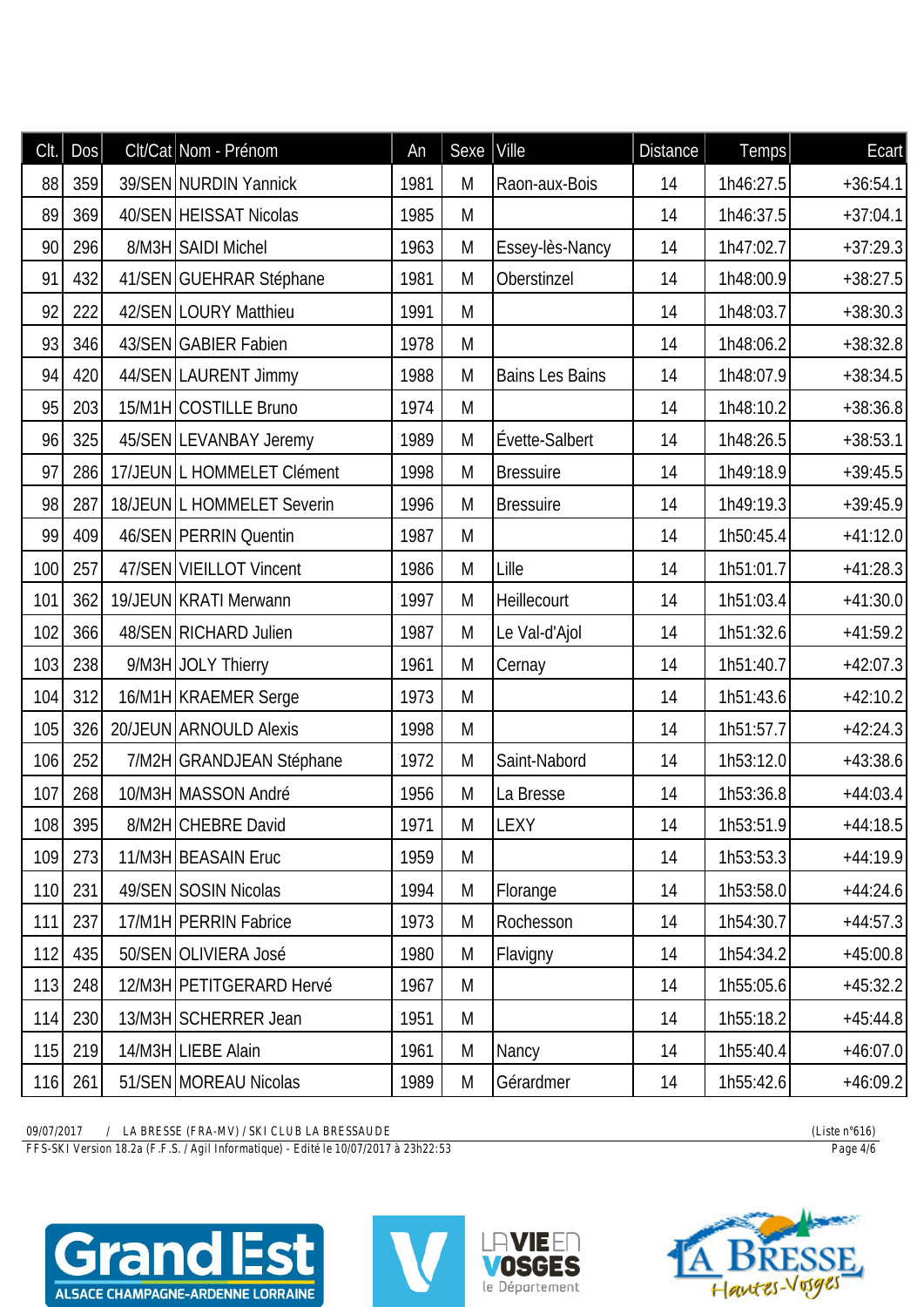| Clt. | Dos | Clt/Cat | Nom - Prénom | An | Sexe | Ville | Distance | Temps | Ecart |
|---|---|---|---|---|---|---|---|---|---|
| 88 | 359 | 39/SEN | NURDIN Yannick | 1981 | M | Raon-aux-Bois | 14 | 1h46:27.5 | +36:54.1 |
| 89 | 369 | 40/SEN | HEISSAT Nicolas | 1985 | M | | 14 | 1h46:37.5 | +37:04.1 |
| 90 | 296 | 8/M3H | SAIDI Michel | 1963 | M | Essey-lès-Nancy | 14 | 1h47:02.7 | +37:29.3 |
| 91 | 432 | 41/SEN | GUEHRAR Stéphane | 1981 | M | Oberstinzel | 14 | 1h48:00.9 | +38:27.5 |
| 92 | 222 | 42/SEN | LOURY Matthieu | 1991 | M | | 14 | 1h48:03.7 | +38:30.3 |
| 93 | 346 | 43/SEN | GABIER Fabien | 1978 | M | | 14 | 1h48:06.2 | +38:32.8 |
| 94 | 420 | 44/SEN | LAURENT Jimmy | 1988 | M | Bains Les Bains | 14 | 1h48:07.9 | +38:34.5 |
| 95 | 203 | 15/M1H | COSTILLE Bruno | 1974 | M | | 14 | 1h48:10.2 | +38:36.8 |
| 96 | 325 | 45/SEN | LEVANBAY Jeremy | 1989 | M | Évette-Salbert | 14 | 1h48:26.5 | +38:53.1 |
| 97 | 286 | 17/JEUN | L HOMMELET Clément | 1998 | M | Bressuire | 14 | 1h49:18.9 | +39:45.5 |
| 98 | 287 | 18/JEUN | L HOMMELET Severin | 1996 | M | Bressuire | 14 | 1h49:19.3 | +39:45.9 |
| 99 | 409 | 46/SEN | PERRIN Quentin | 1987 | M | | 14 | 1h50:45.4 | +41:12.0 |
| 100 | 257 | 47/SEN | VIEILLOT Vincent | 1986 | M | Lille | 14 | 1h51:01.7 | +41:28.3 |
| 101 | 362 | 19/JEUN | KRATI Merwann | 1997 | M | Heillecourt | 14 | 1h51:03.4 | +41:30.0 |
| 102 | 366 | 48/SEN | RICHARD Julien | 1987 | M | Le Val-d'Ajol | 14 | 1h51:32.6 | +41:59.2 |
| 103 | 238 | 9/M3H | JOLY Thierry | 1961 | M | Cernay | 14 | 1h51:40.7 | +42:07.3 |
| 104 | 312 | 16/M1H | KRAEMER Serge | 1973 | M | | 14 | 1h51:43.6 | +42:10.2 |
| 105 | 326 | 20/JEUN | ARNOULD Alexis | 1998 | M | | 14 | 1h51:57.7 | +42:24.3 |
| 106 | 252 | 7/M2H | GRANDJEAN Stéphane | 1972 | M | Saint-Nabord | 14 | 1h53:12.0 | +43:38.6 |
| 107 | 268 | 10/M3H | MASSON André | 1956 | M | La Bresse | 14 | 1h53:36.8 | +44:03.4 |
| 108 | 395 | 8/M2H | CHEBRE David | 1971 | M | LEXY | 14 | 1h53:51.9 | +44:18.5 |
| 109 | 273 | 11/M3H | BEASAIN Eruc | 1959 | M | | 14 | 1h53:53.3 | +44:19.9 |
| 110 | 231 | 49/SEN | SOSIN Nicolas | 1994 | M | Florange | 14 | 1h53:58.0 | +44:24.6 |
| 111 | 237 | 17/M1H | PERRIN Fabrice | 1973 | M | Rochesson | 14 | 1h54:30.7 | +44:57.3 |
| 112 | 435 | 50/SEN | OLIVIERA José | 1980 | M | Flavigny | 14 | 1h54:34.2 | +45:00.8 |
| 113 | 248 | 12/M3H | PETITGERARD Hervé | 1967 | M | | 14 | 1h55:05.6 | +45:32.2 |
| 114 | 230 | 13/M3H | SCHERRER Jean | 1951 | M | | 14 | 1h55:18.2 | +45:44.8 |
| 115 | 219 | 14/M3H | LIEBE Alain | 1961 | M | Nancy | 14 | 1h55:40.4 | +46:07.0 |
| 116 | 261 | 51/SEN | MOREAU Nicolas | 1989 | M | Gérardmer | 14 | 1h55:42.6 | +46:09.2 |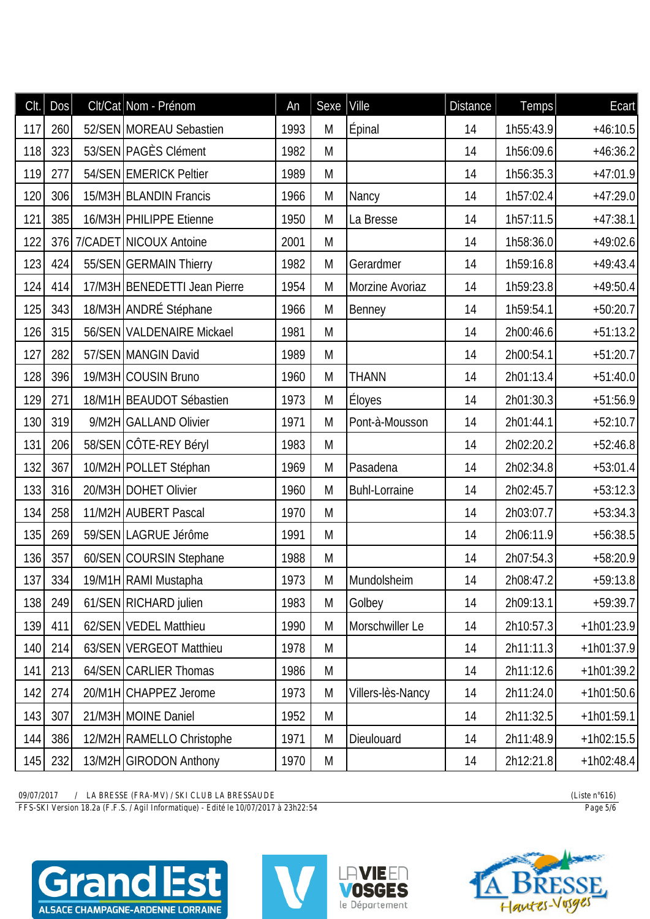| Clt. | Dos | Clt/Cat | Nom - Prénom | An | Sexe | Ville | Distance | Temps | Ecart |
|---|---|---|---|---|---|---|---|---|---|
| 117 | 260 | 52/SEN | MOREAU Sebastien | 1993 | M | Épinal | 14 | 1h55:43.9 | +46:10.5 |
| 118 | 323 | 53/SEN | PAGÈS Clément | 1982 | M | | 14 | 1h56:09.6 | +46:36.2 |
| 119 | 277 | 54/SEN | EMERICK Peltier | 1989 | M | | 14 | 1h56:35.3 | +47:01.9 |
| 120 | 306 | 15/M3H | BLANDIN Francis | 1966 | M | Nancy | 14 | 1h57:02.4 | +47:29.0 |
| 121 | 385 | 16/M3H | PHILIPPE Etienne | 1950 | M | La Bresse | 14 | 1h57:11.5 | +47:38.1 |
| 122 | 376 | 7/CADET | NICOUX Antoine | 2001 | M | | 14 | 1h58:36.0 | +49:02.6 |
| 123 | 424 | 55/SEN | GERMAIN Thierry | 1982 | M | Gerardmer | 14 | 1h59:16.8 | +49:43.4 |
| 124 | 414 | 17/M3H | BENEDETTI Jean Pierre | 1954 | M | Morzine Avoriaz | 14 | 1h59:23.8 | +49:50.4 |
| 125 | 343 | 18/M3H | ANDRÉ Stéphane | 1966 | M | Benney | 14 | 1h59:54.1 | +50:20.7 |
| 126 | 315 | 56/SEN | VALDENAIRE Mickael | 1981 | M | | 14 | 2h00:46.6 | +51:13.2 |
| 127 | 282 | 57/SEN | MANGIN David | 1989 | M | | 14 | 2h00:54.1 | +51:20.7 |
| 128 | 396 | 19/M3H | COUSIN Bruno | 1960 | M | THANN | 14 | 2h01:13.4 | +51:40.0 |
| 129 | 271 | 18/M1H | BEAUDOT Sébastien | 1973 | M | Éloyes | 14 | 2h01:30.3 | +51:56.9 |
| 130 | 319 | 9/M2H | GALLAND Olivier | 1971 | M | Pont-à-Mousson | 14 | 2h01:44.1 | +52:10.7 |
| 131 | 206 | 58/SEN | CÔTE-REY Béryl | 1983 | M | | 14 | 2h02:20.2 | +52:46.8 |
| 132 | 367 | 10/M2H | POLLET Stéphan | 1969 | M | Pasadena | 14 | 2h02:34.8 | +53:01.4 |
| 133 | 316 | 20/M3H | DOHET Olivier | 1960 | M | Buhl-Lorraine | 14 | 2h02:45.7 | +53:12.3 |
| 134 | 258 | 11/M2H | AUBERT Pascal | 1970 | M | | 14 | 2h03:07.7 | +53:34.3 |
| 135 | 269 | 59/SEN | LAGRUE Jérôme | 1991 | M | | 14 | 2h06:11.9 | +56:38.5 |
| 136 | 357 | 60/SEN | COURSIN Stephane | 1988 | M | | 14 | 2h07:54.3 | +58:20.9 |
| 137 | 334 | 19/M1H | RAMI Mustapha | 1973 | M | Mundolsheim | 14 | 2h08:47.2 | +59:13.8 |
| 138 | 249 | 61/SEN | RICHARD julien | 1983 | M | Golbey | 14 | 2h09:13.1 | +59:39.7 |
| 139 | 411 | 62/SEN | VEDEL Matthieu | 1990 | M | Morschwiller Le | 14 | 2h10:57.3 | +1h01:23.9 |
| 140 | 214 | 63/SEN | VERGEOT Matthieu | 1978 | M | | 14 | 2h11:11.3 | +1h01:37.9 |
| 141 | 213 | 64/SEN | CARLIER Thomas | 1986 | M | | 14 | 2h11:12.6 | +1h01:39.2 |
| 142 | 274 | 20/M1H | CHAPPEZ Jerome | 1973 | M | Villers-lès-Nancy | 14 | 2h11:24.0 | +1h01:50.6 |
| 143 | 307 | 21/M3H | MOINE Daniel | 1952 | M | | 14 | 2h11:32.5 | +1h01:59.1 |
| 144 | 386 | 12/M2H | RAMELLO Christophe | 1971 | M | Dieulouard | 14 | 2h11:48.9 | +1h02:15.5 |
| 145 | 232 | 13/M2H | GIRODON Anthony | 1970 | M | | 14 | 2h12:21.8 | +1h02:48.4 |

09/07/2017 / LA BRESSE (FRA-MV) / SKI CLUB LA BRESSAUDE (Liste n°616)
FFS-SKI Version 18.2a (F.F.S. / Agil Informatique) - Edité le 10/07/2017 à 23h22:54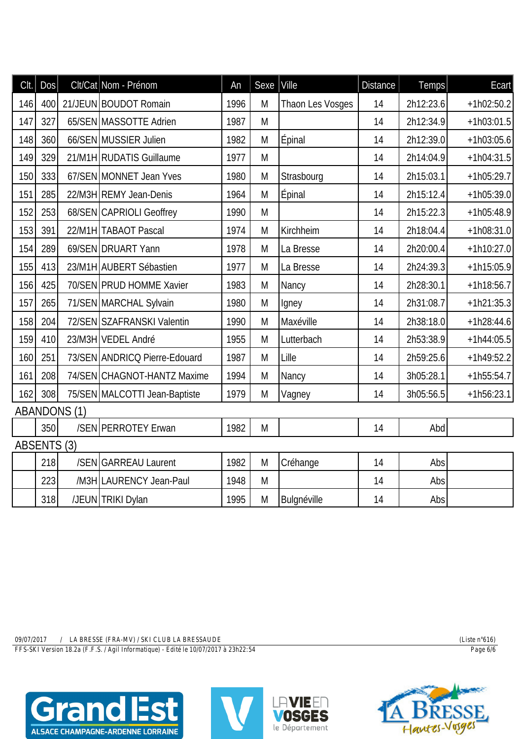| Clt. | Dos | Clt/Cat | Nom - Prénom | An | Sexe | Ville | Distance | Temps | Ecart |
|---|---|---|---|---|---|---|---|---|---|
| 146 | 400 | 21/JEUN | BOUDOT Romain | 1996 | M | Thaon Les Vosges | 14 | 2h12:23.6 | +1h02:50.2 |
| 147 | 327 | 65/SEN | MASSOTTE Adrien | 1987 | M | | 14 | 2h12:34.9 | +1h03:01.5 |
| 148 | 360 | 66/SEN | MUSSIER Julien | 1982 | M | Épinal | 14 | 2h12:39.0 | +1h03:05.6 |
| 149 | 329 | 21/M1H | RUDATIS Guillaume | 1977 | M | | 14 | 2h14:04.9 | +1h04:31.5 |
| 150 | 333 | 67/SEN | MONNET Jean Yves | 1980 | M | Strasbourg | 14 | 2h15:03.1 | +1h05:29.7 |
| 151 | 285 | 22/M3H | REMY Jean-Denis | 1964 | M | Épinal | 14 | 2h15:12.4 | +1h05:39.0 |
| 152 | 253 | 68/SEN | CAPRIOLI Geoffrey | 1990 | M | | 14 | 2h15:22.3 | +1h05:48.9 |
| 153 | 391 | 22/M1H | TABAOT Pascal | 1974 | M | Kirchheim | 14 | 2h18:04.4 | +1h08:31.0 |
| 154 | 289 | 69/SEN | DRUART Yann | 1978 | M | La Bresse | 14 | 2h20:00.4 | +1h10:27.0 |
| 155 | 413 | 23/M1H | AUBERT Sébastien | 1977 | M | La Bresse | 14 | 2h24:39.3 | +1h15:05.9 |
| 156 | 425 | 70/SEN | PRUD HOMME Xavier | 1983 | M | Nancy | 14 | 2h28:30.1 | +1h18:56.7 |
| 157 | 265 | 71/SEN | MARCHAL Sylvain | 1980 | M | Igney | 14 | 2h31:08.7 | +1h21:35.3 |
| 158 | 204 | 72/SEN | SZAFRANSKI Valentin | 1990 | M | Maxéville | 14 | 2h38:18.0 | +1h28:44.6 |
| 159 | 410 | 23/M3H | VEDEL André | 1955 | M | Lutterbach | 14 | 2h53:38.9 | +1h44:05.5 |
| 160 | 251 | 73/SEN | ANDRICQ Pierre-Edouard | 1987 | M | Lille | 14 | 2h59:25.6 | +1h49:52.2 |
| 161 | 208 | 74/SEN | CHAGNOT-HANTZ Maxime | 1994 | M | Nancy | 14 | 3h05:28.1 | +1h55:54.7 |
| 162 | 308 | 75/SEN | MALCOTTI Jean-Baptiste | 1979 | M | Vagney | 14 | 3h05:56.5 | +1h56:23.1 |
| **ABANDONS (1)** | | | | | | | | | |
| | 350 | /SEN | PERROTEY Erwan | 1982 | M | | 14 | Abd | |
| **ABSENTS (3)** | | | | | | | | | |
| | 218 | /SEN | GARREAU Laurent | 1982 | M | Créhange | 14 | Abs | |
| | 223 | /M3H | LAURENCY Jean-Paul | 1948 | M | | 14 | Abs | |
| | 318 | /JEUN | TRIKI Dylan | 1995 | M | Bulgnéville | 14 | Abs | |

09/07/2017 / LA BRESSE (FRA-MV) / SKI CLUB LA BRESSAUDE (Liste n°616)

FFS-SKI Version 18.2a (F.F.S. / Agil Informatique) - Edité le 10/07/2017 à 23h22:54

Grand Est ALSACE CHAMPAGNE-ARDENNE LORRAINE

LA VIE EN VOSGES le Département

LA BRESSE Hautes-Vosges